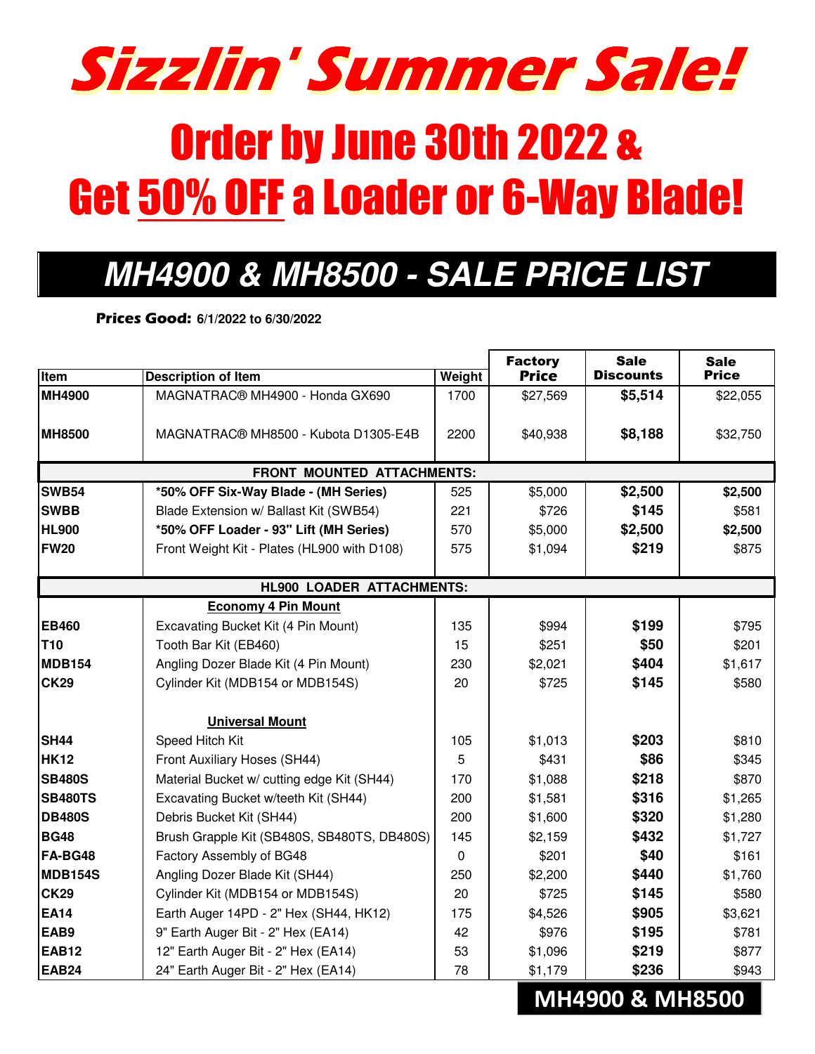# Sizzlin' Summer Sale!

# Order by June 30th 2022 & Get 50% OFF a Loader or 6-Way Blade!

## MH4900 & MH8500 - SALE PRICE LIST

**Prices Good:** 6/1/2022 to 6/30/2022

| Item | Description of Item | Weight | Factory Price | Sale Discounts | Sale Price |
|---|---|---|---|---|---|
| **MH4900** | MAGNATRAC® MH4900 - Honda GX690 | 1700 | $27,569 | **$5,514** | $22,055 |
| **MH8500** | MAGNATRAC® MH8500 - Kubota D1305-E4B | 2200 | $40,938 | **$8,188** | $32,750 |
| | **FRONT MOUNTED ATTACHMENTS:** | | | | |
| **SWB54** | ***50% OFF Six-Way Blade - (MH Series)** | 525 | $5,000 | **$2,500** | **$2,500** |
| **SWBB** | Blade Extension w/ Ballast Kit (SWB54) | 221 | $726 | **$145** | $581 |
| **HL900** | ***50% OFF Loader - 93" Lift (MH Series)** | 570 | $5,000 | **$2,500** | **$2,500** |
| **FW20** | Front Weight Kit - Plates (HL900 with D108) | 575 | $1,094 | **$219** | $875 |
| | **HL900 LOADER ATTACHMENTS:** | | | | |
| | **Economy 4 Pin Mount** | | | | |
| **EB460** | Excavating Bucket Kit (4 Pin Mount) | 135 | $994 | **$199** | $795 |
| **T10** | Tooth Bar Kit (EB460) | 15 | $251 | **$50** | $201 |
| **MDB154** | Angling Dozer Blade Kit (4 Pin Mount) | 230 | $2,021 | **$404** | $1,617 |
| **CK29** | Cylinder Kit (MDB154 or MDB154S) | 20 | $725 | **$145** | $580 |
| | **Universal Mount** | | | | |
| **SH44** | Speed Hitch Kit | 105 | $1,013 | **$203** | $810 |
| **HK12** | Front Auxiliary Hoses (SH44) | 5 | $431 | **$86** | $345 |
| **SB480S** | Material Bucket w/ cutting edge Kit (SH44) | 170 | $1,088 | **$218** | $870 |
| **SB480TS** | Excavating Bucket w/teeth Kit (SH44) | 200 | $1,581 | **$316** | $1,265 |
| **DB480S** | Debris Bucket Kit (SH44) | 200 | $1,600 | **$320** | $1,280 |
| **BG48** | Brush Grapple Kit (SB480S, SB480TS, DB480S) | 145 | $2,159 | **$432** | $1,727 |
| **FA-BG48** | Factory Assembly of BG48 | 0 | $201 | **$40** | $161 |
| **MDB154S** | Angling Dozer Blade Kit (SH44) | 250 | $2,200 | **$440** | $1,760 |
| **CK29** | Cylinder Kit (MDB154 or MDB154S) | 20 | $725 | **$145** | $580 |
| **EA14** | Earth Auger 14PD - 2" Hex (SH44, HK12) | 175 | $4,526 | **$905** | $3,621 |
| **EAB9** | 9" Earth Auger Bit - 2" Hex (EA14) | 42 | $976 | **$195** | $781 |
| **EAB12** | 12" Earth Auger Bit - 2" Hex (EA14) | 53 | $1,096 | **$219** | $877 |
| **EAB24** | 24" Earth Auger Bit - 2" Hex (EA14) | 78 | $1,179 | **$236** | $943 |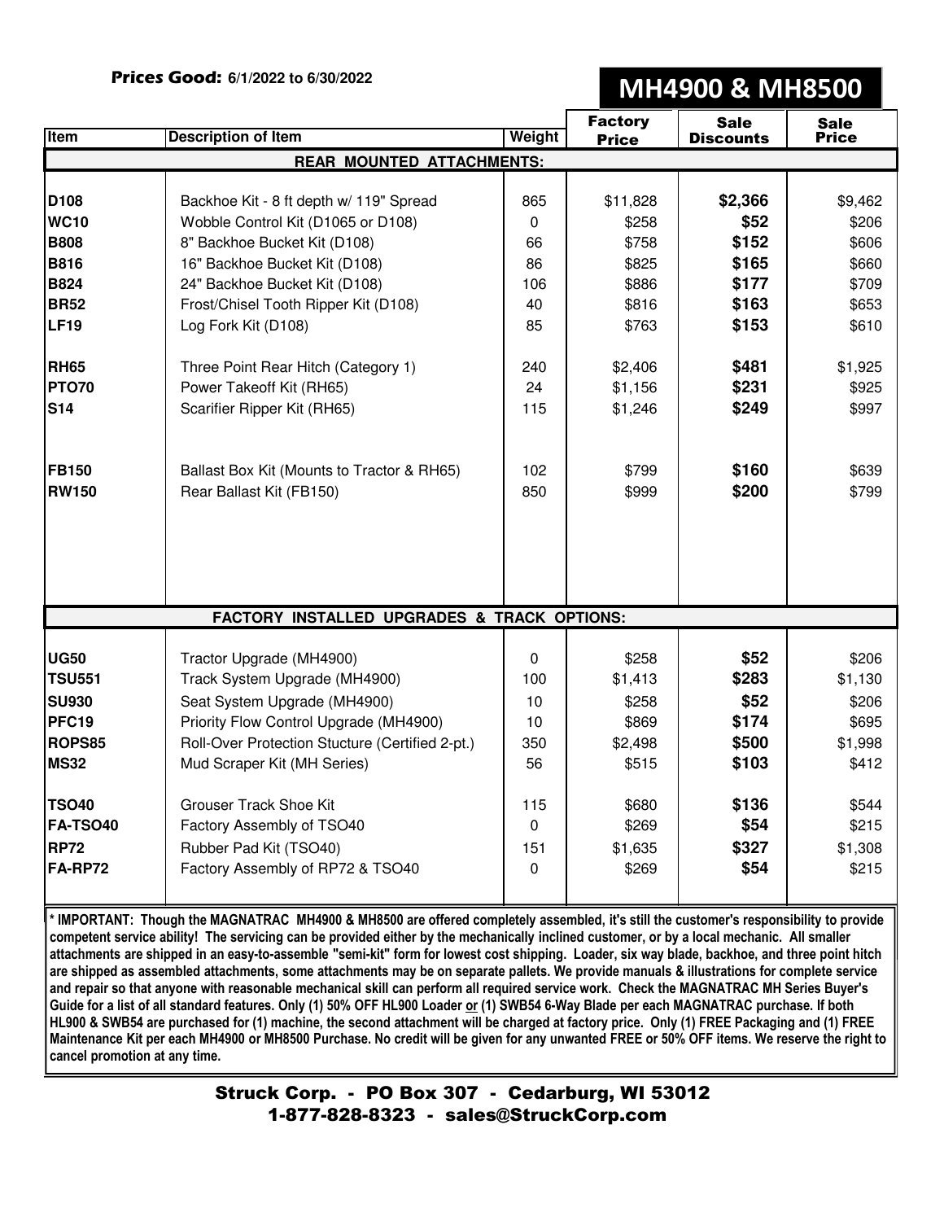**Prices Good:** 6/1/2022 to 6/30/2022

# MH4900 & MH8500

| Item | Description of Item | Weight | Factory Price | Sale Discounts | Sale Price |
|---|---|---|---|---|---|
| **REAR MOUNTED ATTACHMENTS:** | | | | | |
| **D108** | Backhoe Kit - 8 ft depth w/ 119" Spread | 865 | $11,828 | **$2,366** | $9,462 |
| **WC10** | Wobble Control Kit (D1065 or D108) | 0 | $258 | **$52** | $206 |
| **B808** | 8" Backhoe Bucket Kit (D108) | 66 | $758 | **$152** | $606 |
| **B816** | 16" Backhoe Bucket Kit (D108) | 86 | $825 | **$165** | $660 |
| **B824** | 24" Backhoe Bucket Kit (D108) | 106 | $886 | **$177** | $709 |
| **BR52** | Frost/Chisel Tooth Ripper Kit (D108) | 40 | $816 | **$163** | $653 |
| **LF19** | Log Fork Kit (D108) | 85 | $763 | **$153** | $610 |
| **RH65** | Three Point Rear Hitch (Category 1) | 240 | $2,406 | **$481** | $1,925 |
| **PTO70** | Power Takeoff Kit (RH65) | 24 | $1,156 | **$231** | $925 |
| **S14** | Scarifier Ripper Kit (RH65) | 115 | $1,246 | **$249** | $997 |
| **FB150** | Ballast Box Kit (Mounts to Tractor & RH65) | 102 | $799 | **$160** | $639 |
| **RW150** | Rear Ballast Kit (FB150) | 850 | $999 | **$200** | $799 |
| **FACTORY INSTALLED UPGRADES & TRACK OPTIONS:** | | | | | |
| **UG50** | Tractor Upgrade (MH4900) | 0 | $258 | **$52** | $206 |
| **TSU551** | Track System Upgrade (MH4900) | 100 | $1,413 | **$283** | $1,130 |
| **SU930** | Seat System Upgrade (MH4900) | 10 | $258 | **$52** | $206 |
| **PFC19** | Priority Flow Control Upgrade (MH4900) | 10 | $869 | **$174** | $695 |
| **ROPS85** | Roll-Over Protection Stucture (Certified 2-pt.) | 350 | $2,498 | **$500** | $1,998 |
| **MS32** | Mud Scraper Kit (MH Series) | 56 | $515 | **$103** | $412 |
| **TSO40** | Grouser Track Shoe Kit | 115 | $680 | **$136** | $544 |
| **FA-TSO40** | Factory Assembly of TSO40 | 0 | $269 | **$54** | $215 |
| **RP72** | Rubber Pad Kit (TSO40) | 151 | $1,635 | **$327** | $1,308 |
| **FA-RP72** | Factory Assembly of RP72 & TSO40 | 0 | $269 | **$54** | $215 |

**\* IMPORTANT: Though the MAGNATRAC MH4900 & MH8500 are offered completely assembled, it's still the customer's responsibility to provide competent service ability! The servicing can be provided either by the mechanically inclined customer, or by a local mechanic. All smaller attachments are shipped in an easy-to-assemble "semi-kit" form for lowest cost shipping. Loader, six way blade, backhoe, and three point hitch are shipped as assembled attachments, some attachments may be on separate pallets. We provide manuals & illustrations for complete service and repair so that anyone with reasonable mechanical skill can perform all required service work. Check the MAGNATRAC MH Series Buyer's Guide for a list of all standard features. Only (1) 50% OFF HL900 Loader or (1) SWB54 6-Way Blade per each MAGNATRAC purchase. If both HL900 & SWB54 are purchased for (1) machine, the second attachment will be charged at factory price. Only (1) FREE Packaging and (1) FREE Maintenance Kit per each MH4900 or MH8500 Purchase. No credit will be given for any unwanted FREE or 50% OFF items. We reserve the right to cancel promotion at any time.**

**Struck Corp. - PO Box 307 - Cedarburg, WI 53012**
**1-877-828-8323 - sales@StruckCorp.com**